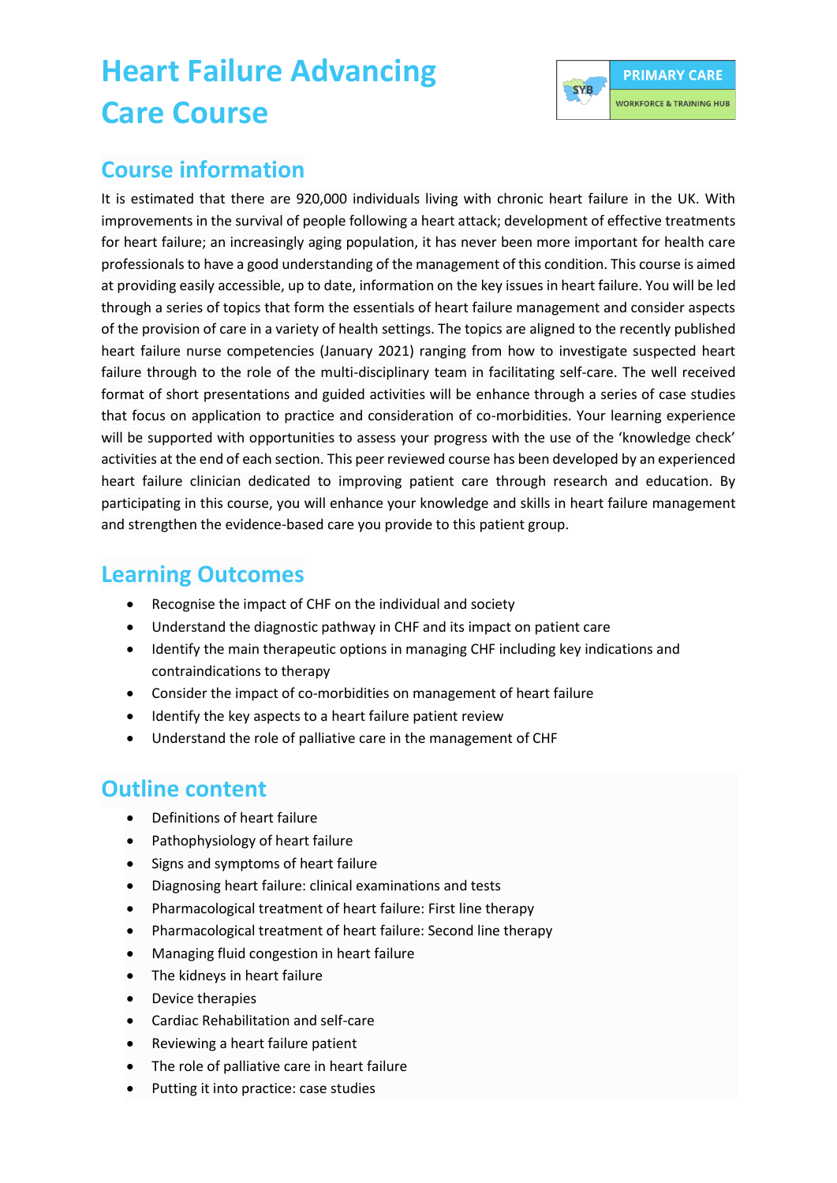# Heart Failure Advancing Care Course

## Course information

It is estimated that there are 920,000 individuals living with chronic heart failure in the UK. With improvements in the survival of people following a heart attack; development of effective treatments for heart failure; an increasingly aging population, it has never been more important for health care professionals to have a good understanding of the management of this condition. This course is aimed at providing easily accessible, up to date, information on the key issues in heart failure. You will be led through a series of topics that form the essentials of heart failure management and consider aspects of the provision of care in a variety of health settings. The topics are aligned to the recently published heart failure nurse competencies (January 2021) ranging from how to investigate suspected heart failure through to the role of the multi-disciplinary team in facilitating self-care. The well received format of short presentations and guided activities will be enhance through a series of case studies that focus on application to practice and consideration of co-morbidities. Your learning experience will be supported with opportunities to assess your progress with the use of the 'knowledge check' activities at the end of each section. This peer reviewed course has been developed by an experienced heart failure clinician dedicated to improving patient care through research and education. By participating in this course, you will enhance your knowledge and skills in heart failure management and strengthen the evidence-based care you provide to this patient group.

## Learning Outcomes

- Recognise the impact of CHF on the individual and society
- Understand the diagnostic pathway in CHF and its impact on patient care
- Identify the main therapeutic options in managing CHF including key indications and contraindications to therapy
- Consider the impact of co-morbidities on management of heart failure
- Identify the key aspects to a heart failure patient review
- Understand the role of palliative care in the management of CHF

## Outline content

- Definitions of heart failure
- Pathophysiology of heart failure
- Signs and symptoms of heart failure
- Diagnosing heart failure: clinical examinations and tests
- Pharmacological treatment of heart failure: First line therapy
- Pharmacological treatment of heart failure: Second line therapy
- Managing fluid congestion in heart failure
- The kidneys in heart failure
- Device therapies
- Cardiac Rehabilitation and self-care
- Reviewing a heart failure patient
- The role of palliative care in heart failure
- Putting it into practice: case studies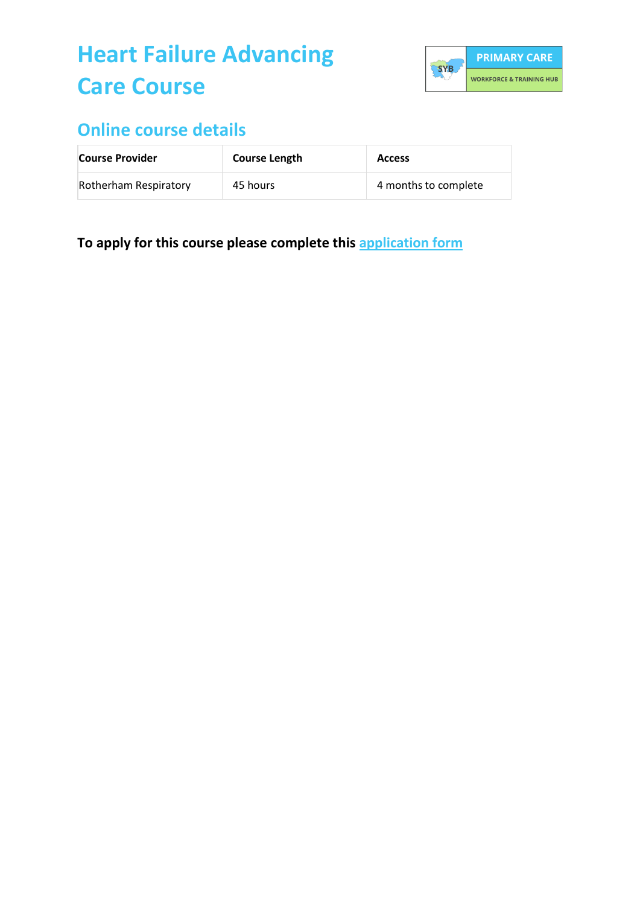# Heart Failure Advancing Care Course

PRIMARY CARE

WORKFORCE & TRAINING HUB

## Online course details

| Course Provider | Course Length | Access |
|---|---|---|
| Rotherham Respiratory | 45 hours | 4 months to complete |

**To apply for this course please complete this application form**